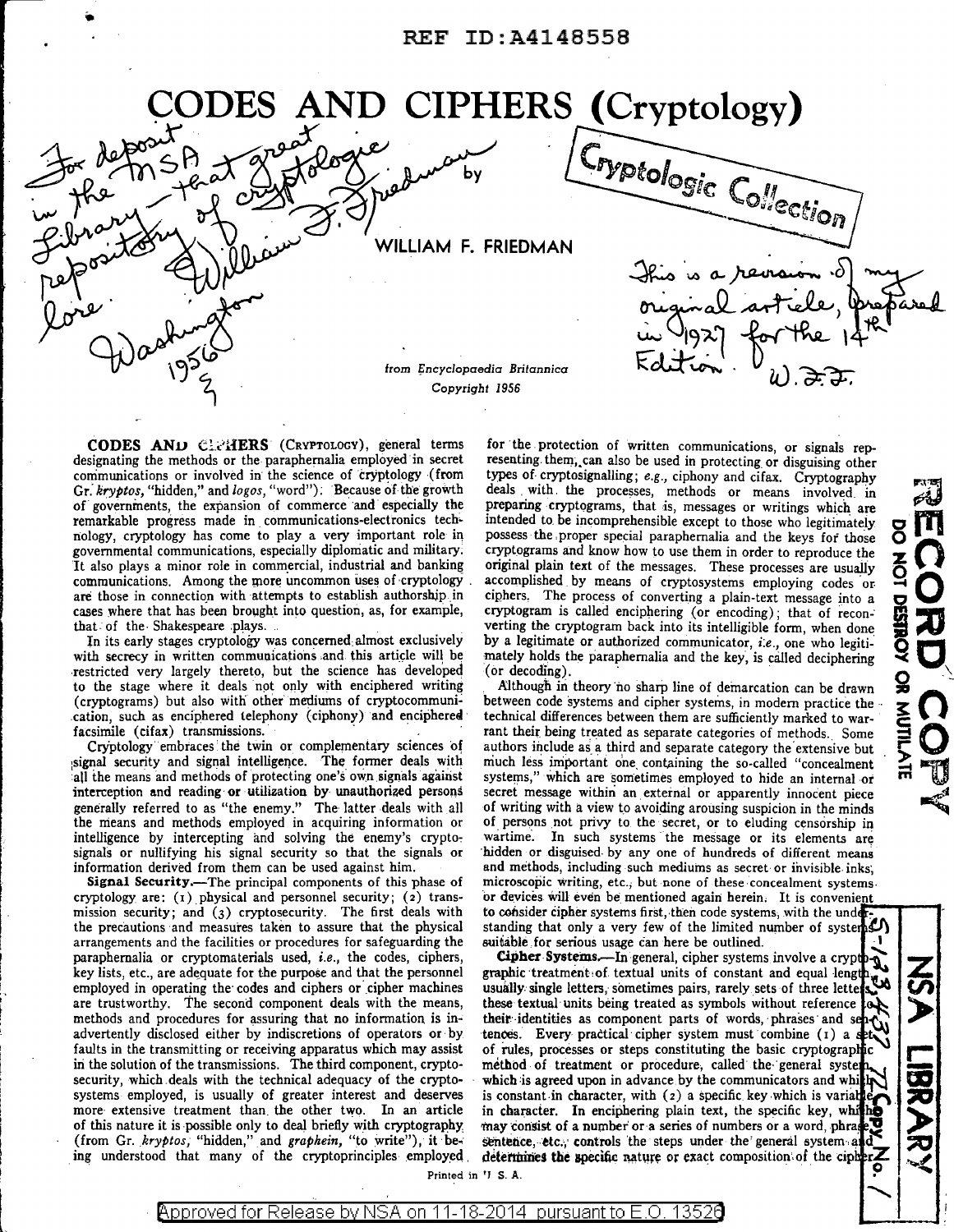REF ID:A4148558

# CODES AND CIPHERS (Cryptology)

by

WILLIAM F. FRIEDMAN

For deposit in the NSA Library – that great repository of cryptologic lore. William F. Friedman Washington 1956

This is a revision of my original article, prepared in 1927 for the 14th Edition. W.F.F.

Cryptologic Collection

*from Encyclopaedia Britannica*
*Copyright 1956*

**CODES AND CIPHERS** (CRYPTOLOGY), general terms designating the methods or the paraphernalia employed in secret communications or involved in the science of cryptology (from Gr. *kryptos*, "hidden," and *logos*, "word"). Because of the growth of governments, the expansion of commerce and especially the remarkable progress made in communications-electronics technology, cryptology has come to play a very important role in governmental communications, especially diplomatic and military. It also plays a minor role in commercial, industrial and banking communications. Among the more uncommon uses of cryptology are those in connection with attempts to establish authorship in cases where that has been brought into question, as, for example, that of the Shakespeare plays.

In its early stages cryptology was concerned almost exclusively with secrecy in written communications and this article will be restricted very largely thereto, but the science has developed to the stage where it deals not only with enciphered writing (cryptograms) but also with other mediums of cryptocommunication, such as enciphered telephony (ciphony) and enciphered facsimile (cifax) transmissions.

Cryptology embraces the twin or complementary sciences of signal security and signal intelligence. The former deals with all the means and methods of protecting one's own signals against interception and reading or utilization by unauthorized persons generally referred to as "the enemy." The latter deals with all the means and methods employed in acquiring information or intelligence by intercepting and solving the enemy's cryptosignals or nullifying his signal security so that the signals or information derived from them can be used against him.

**Signal Security.**—The principal components of this phase of cryptology are: (1) physical and personnel security; (2) transmission security; and (3) cryptosecurity. The first deals with the precautions and measures taken to assure that the physical arrangements and the facilities or procedures for safeguarding the paraphernalia or cryptomaterials used, *i.e.*, the codes, ciphers, key lists, etc., are adequate for the purpose and that the personnel employed in operating the codes and ciphers or cipher machines are trustworthy. The second component deals with the means, methods and procedures for assuring that no information is inadvertently disclosed either by indiscretions of operators or by faults in the transmitting or receiving apparatus which may assist in the solution of the transmissions. The third component, cryptosecurity, which deals with the technical adequacy of the cryptosystems employed, is usually of greater interest and deserves more extensive treatment than the other two. In an article of this nature it is possible only to deal briefly with cryptography (from Gr. *kryptos*, "hidden," and *graphein*, "to write"), it being understood that many of the cryptoprinciples employed for the protection of written communications, or signals representing them, can also be used in protecting or disguising other types of cryptosignalling; *e.g.*, ciphony and cifax. Cryptography deals with the processes, methods or means involved in preparing cryptograms, that is, messages or writings which are intended to be incomprehensible except to those who legitimately possess the proper special paraphernalia and the keys for those cryptograms and know how to use them in order to reproduce the original plain text of the messages. These processes are usually accomplished by means of cryptosystems employing codes or ciphers. The process of converting a plain-text message into a cryptogram is called enciphering (or encoding); that of reconverting the cryptogram back into its intelligible form, when done by a legitimate or authorized communicator, *i.e.*, one who legitimately holds the paraphernalia and the key, is called deciphering (or decoding).

Although in theory no sharp line of demarcation can be drawn between code systems and cipher systems, in modern practice the technical differences between them are sufficiently marked to warrant their being treated as separate categories of methods. Some authors include as a third and separate category the extensive but much less important one containing the so-called "concealment systems," which are sometimes employed to hide an internal or secret message within an external or apparently innocent piece of writing with a view to avoiding arousing suspicion in the minds of persons not privy to the secret, or to eluding censorship in wartime. In such systems the message or its elements are hidden or disguised by any one of hundreds of different means and methods, including such mediums as secret or invisible inks, microscopic writing, etc., but none of these concealment systems or devices will even be mentioned again herein. It is convenient to consider cipher systems first, then code systems, with the understanding that only a very few of the limited number of systems suitable for serious usage can here be outlined.

**Cipher Systems.**—In general, cipher systems involve a cryptographic treatment of textual units of constant and equal length, usually single letters, sometimes pairs, rarely sets of three letters, these textual units being treated as symbols without reference to their identities as component parts of words, phrases and sentences. Every practical cipher system must combine (1) a set of rules, processes or steps constituting the basic cryptographic method of treatment or procedure, called the general system, which is agreed upon in advance by the communicators and which is constant in character, with (2) a specific key which is variable in character. In enciphering plain text, the specific key, which may consist of a number or a series of numbers or a word, phrase, sentence, etc., controls the steps under the general system and determines the specific nature or exact composition of the cipher

Printed in U. S. A.

RECORD COPY — DO NOT DESTROY OR MUTILATE

NSA LIBRARY — S-133,437 — Copy No. 1

Approved for Release by NSA on 11-18-2014 pursuant to E.O. 13526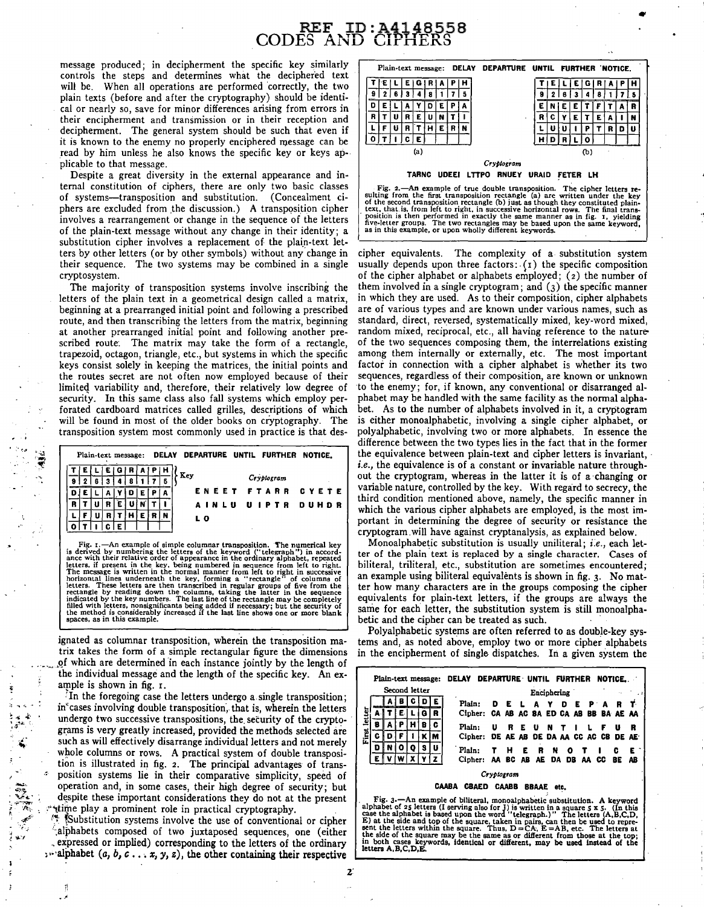message produced; in decipherment the specific key similarly controls the steps and determines what the deciphered text will be. When all operations are performed correctly, the two plain texts (before and after the cryptography) should be identical or nearly so, save for minor differences arising from errors in their encipherment and transmission or in their reception and decipherment. The general system should be such that even if it is known to the enemy no properly enciphered message can be read by him unless he also knows the specific key or keys applicable to that message.

Despite a great diversity in the external appearance and internal constitution of ciphers, there are only two basic classes of systems—transposition and substitution. (Concealment ciphers are excluded from the discussion.) A transposition cipher involves a rearrangement or change in the sequence of the letters of the plain-text message without any change in their identity; a substitution cipher involves a replacement of the plain-text letters by other letters (or by other symbols) without any change in their sequence. The two systems may be combined in a single cryptosystem.

The majority of transposition systems involve inscribing the letters of the plain text in a geometrical design called a matrix, beginning at a prearranged initial point and following a prescribed route, and then transcribing the letters from the matrix, beginning at another prearranged initial point and following another prescribed route. The matrix may take the form of a rectangle, trapezoid, octagon, triangle, etc., but systems in which the specific keys consist solely in keeping the matrices, the initial points and the routes secret are not often now employed because of their limited variability and, therefore, their relatively low degree of security. In this same class also fall systems which employ perforated cardboard matrices called grilles, descriptions of which will be found in most of the older books on cryptography. The transposition system most commonly used in practice is that designated as columnar transposition, wherein the transposition matrix takes the form of a simple rectangular figure the dimensions of which are determined in each instance jointly by the length of the individual message and the length of the specific key. An example is shown in fig. 1.

Plain-text message: **DELAY DEPARTURE UNTIL FURTHER NOTICE.**

| T | E | L | E | G | R | A | P | H |
|---|---|---|---|---|---|---|---|---|
| 9 | 2 | 6 | 3 | 4 | 8 | 1 | 7 | 5 |
| D | E | L | A | Y | D | E | P | A |
| R | T | U | R | E | U | N | T | I |
| L | F | U | R | T | H | E | R | N |
| O | T | I | C | E | | | | |

(Key: first two rows)

*Cryptogram*

ENEET FTARR CYETE
AINLU UIPTR DUHDR
LO

Fig. 1.—An example of simple columnar transposition. The numerical key is derived by numbering the letters of the keyword ("telegraph") in accordance with their relative order of appearance in the ordinary alphabet, repeated letters, if present in the key, being numbered in sequence from left to right. The message is written in the normal manner from left to right in successive horizontal lines underneath the key, forming a "rectangle" of columns of letters. These letters are then transcribed in regular groups of five from the rectangle by reading down the columns, taking the latter in the sequence indicated by the key numbers. The last line of the rectangle may be completely filled with letters, nonsignificants being added if necessary; but the security of the method is considerably increased if the last line shows one or more blank spaces, as in this example.

In the foregoing case the letters undergo a single transposition; in cases involving double transposition, that is, wherein the letters undergo two successive transpositions, the security of the cryptograms is very greatly increased, provided the methods selected are such as will effectively disarrange individual letters and not merely whole columns or rows. A practical system of double transposition is illustrated in fig. 2. The principal advantages of transposition systems lie in their comparative simplicity, speed of operation and, in some cases, their high degree of security; but despite these important considerations they do not at the present time play a prominent role in practical cryptography.

Substitution systems involve the use of conventional or cipher alphabets composed of two juxtaposed sequences, one (either expressed or implied) corresponding to the letters of the ordinary alphabet (*a, b, c . . . x, y, z*), the other containing their respective cipher equivalents. The complexity of a substitution system usually depends upon three factors: (1) the specific composition of the cipher alphabet or alphabets employed; (2) the number of them involved in a single cryptogram; and (3) the specific manner in which they are used. As to their composition, cipher alphabets are of various types and are known under various names, such as standard, direct, reversed, systematically mixed, key-word mixed, random mixed, reciprocal, etc., all having reference to the nature of the two sequences composing them, the interrelations existing among them internally or externally, etc. The most important factor in connection with a cipher alphabet is whether its two sequences, regardless of their composition, are known or unknown to the enemy; for, if known, any conventional or disarranged alphabet may be handled with the same facility as the normal alphabet. As to the number of alphabets involved in it, a cryptogram is either monoalphabetic, involving a single cipher alphabet, or polyalphabetic, involving two or more alphabets. In essence the difference between the two types lies in the fact that in the former the equivalence between plain-text and cipher letters is invariant, *i.e.*, the equivalence is of a constant or invariable nature throughout the cryptogram, whereas in the latter it is of a changing or variable nature, controlled by the key. With regard to secrecy, the third condition mentioned above, namely, the specific manner in which the various cipher alphabets are employed, is the most important in determining the degree of security or resistance the cryptogram will have against cryptanalysis, as explained below.

Plain-text message: **DELAY DEPARTURE UNTIL FURTHER NOTICE.**

(a)

| T | E | L | E | G | R | A | P | H |
|---|---|---|---|---|---|---|---|---|
| 9 | 2 | 6 | 3 | 4 | 8 | 1 | 7 | 5 |
| D | E | L | A | Y | D | E | P | A |
| R | T | U | R | E | U | N | T | I |
| L | F | U | R | T | H | E | R | N |
| O | T | I | C | E | | | | |

(b)

| T | E | L | E | G | R | A | P | H |
|---|---|---|---|---|---|---|---|---|
| 9 | 2 | 6 | 3 | 4 | 8 | 1 | 7 | 5 |
| E | N | E | E | T | F | T | A | R |
| R | C | Y | E | T | E | A | I | N |
| L | U | U | I | P | T | R | D | U |
| H | D | R | L | O | | | | |

*Cryptogram*

TARNC UDEEI LTTPO RNUEY URAID FETER LH

Fig. 2.—An example of true double transposition. The cipher letters resulting from the first transposition rectangle (a) are written under the key of the second transposition rectangle (b) just as though they constituted plain-text, that is, from left to right, in successive horizontal rows. The final transposition is then performed in exactly the same manner as in fig. 1, yielding five-letter groups. The two rectangles may be based upon the same keyword, as in this example, or upon wholly different keywords.

Monoalphabetic substitution is usually uniliteral; *i.e.*, each letter of the plain text is replaced by a single character. Cases of biliteral, triliteral, etc., substitution are sometimes encountered; an example using biliteral equivalents is shown in fig. 3. No matter how many characters are in the groups composing the cipher equivalents for plain-text letters, if the groups are always the same for each letter, the substitution system is still monoalphabetic and the cipher can be treated as such.

Polyalphabetic systems are often referred to as double-key systems and, as noted above, employ two or more cipher alphabets in the encipherment of single dispatches. In a given system the

Plain-text message: **DELAY DEPARTURE UNTIL FURTHER NOTICE.**

| First letter \ Second letter | A | B | C | D | E |
|---|---|---|---|---|---|
| A | T | E | L | G | R |
| B | A | P | H | B | C |
| C | D | F | I | K | M |
| D | N | O | Q | S | U |
| E | V | W | X | Y | Z |

Enciphering

Plain: D E L A Y D E P A R T
Cipher: CA AB AC BA ED CA AB BB BA AE AA

Plain: U R E U N T I L F U R
Cipher: DE AE AB DE DA AA CC AC CB DE AE

Plain: T H E R N O T I C E
Cipher: AA BC AB AE DA DB AA CC BE AB

*Cryptogram*

CAABA CBAED CAABB BBAAE etc.

Fig. 3.—An example of biliteral, monoalphabetic substitution. A keyword alphabet of 25 letters (I serving also for J) is written in a square 5 x 5. (In this case the alphabet is based upon the word "telegraph.") The letters (A,B,C,D, E) at the side and top of the square, taken in pairs, can then be used to represent the letters within the square. Thus, D = CA, E = AB, etc. The letters at the side of the square may be the same as or different from those at the top; in both cases keywords, identical or different, may be used instead of the letters A,B,C,D,E.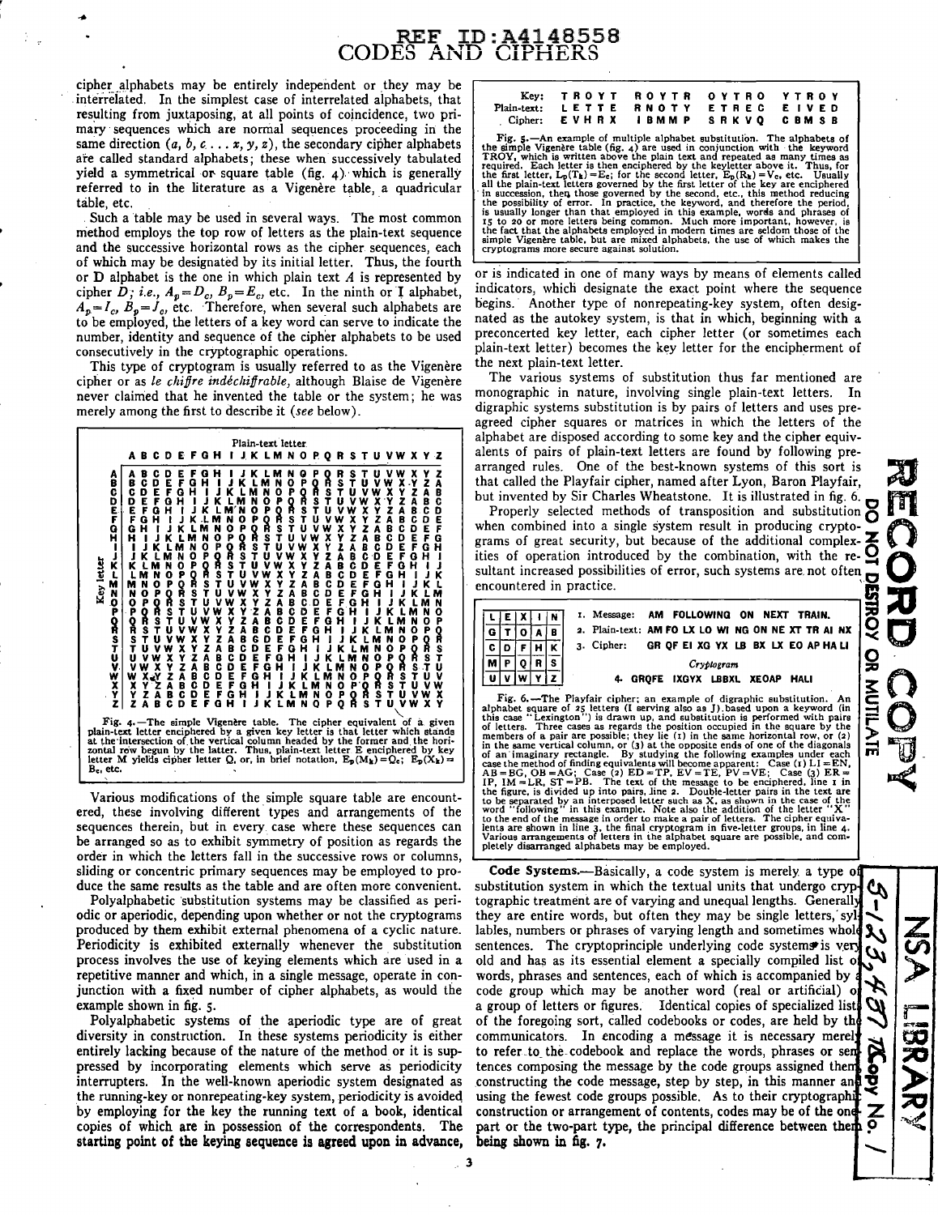cipher alphabets may be entirely independent or they may be interrelated. In the simplest case of interrelated alphabets, that resulting from juxtaposing, at all points of coincidence, two primary sequences which are normal sequences proceeding in the same direction (*a, b, c . . . x, y, z*), the secondary cipher alphabets are called standard alphabets; these when successively tabulated yield a symmetrical or square table (fig. 4) which is generally referred to in the literature as a Vigenère table, a quadricular table, etc.

Such a table may be used in several ways. The most common method employs the top row of letters as the plain-text sequence and the successive horizontal rows as the cipher sequences, each of which may be designated by its initial letter. Thus, the fourth or D alphabet is the one in which plain text *A* is represented by cipher *D*; *i.e.*, $A_p = D_c$, $B_p = E_c$, etc. In the ninth or I alphabet, $A_p = I_c$, $B_p = J_c$, etc. Therefore, when several such alphabets are to be employed, the letters of a key word can serve to indicate the number, identity and sequence of the cipher alphabets to be used consecutively in the cryptographic operations.

This type of cryptogram is usually referred to as the Vigenère cipher or as *le chiffre indéchiffrable*, although Blaise de Vigenère never claimed that he invented the table or the system; he was merely among the first to describe it (*see* below).

| Key letter | A | B | C | D | E | F | G | H | I | J | K | L | M | N | O | P | Q | R | S | T | U | V | W | X | Y | Z |
|---|---|---|---|---|---|---|---|---|---|---|---|---|---|---|---|---|---|---|---|---|---|---|---|---|---|---|
| A | A | B | C | D | E | F | G | H | I | J | K | L | M | N | O | P | Q | R | S | T | U | V | W | X | Y | Z |
| B | B | C | D | E | F | G | H | I | J | K | L | M | N | O | P | Q | R | S | T | U | V | W | X | Y | Z | A |
| C | C | D | E | F | G | H | I | J | K | L | M | N | O | P | Q | R | S | T | U | V | W | X | Y | Z | A | B |
| D | D | E | F | G | H | I | J | K | L | M | N | O | P | Q | R | S | T | U | V | W | X | Y | Z | A | B | C |
| E | E | F | G | H | I | J | K | L | M | N | O | P | Q | R | S | T | U | V | W | X | Y | Z | A | B | C | D |
| F | F | G | H | I | J | K | L | M | N | O | P | Q | R | S | T | U | V | W | X | Y | Z | A | B | C | D | E |
| G | G | H | I | J | K | L | M | N | O | P | Q | R | S | T | U | V | W | X | Y | Z | A | B | C | D | E | F |
| H | H | I | J | K | L | M | N | O | P | Q | R | S | T | U | V | W | X | Y | Z | A | B | C | D | E | F | G |
| I | I | J | K | L | M | N | O | P | Q | R | S | T | U | V | W | X | Y | Z | A | B | C | D | E | F | G | H |
| J | J | K | L | M | N | O | P | Q | R | S | T | U | V | W | X | Y | Z | A | B | C | D | E | F | G | H | I |
| K | K | L | M | N | O | P | Q | R | S | T | U | V | W | X | Y | Z | A | B | C | D | E | F | G | H | I | J |
| L | L | M | N | O | P | Q | R | S | T | U | V | W | X | Y | Z | A | B | C | D | E | F | G | H | I | J | K |
| M | M | N | O | P | Q | R | S | T | U | V | W | X | Y | Z | A | B | C | D | E | F | G | H | I | J | K | L |
| N | N | O | P | Q | R | S | T | U | V | W | X | Y | Z | A | B | C | D | E | F | G | H | I | J | K | L | M |
| O | O | P | Q | R | S | T | U | V | W | X | Y | Z | A | B | C | D | E | F | G | H | I | J | K | L | M | N |
| P | P | Q | R | S | T | U | V | W | X | Y | Z | A | B | C | D | E | F | G | H | I | J | K | L | M | N | O |
| Q | Q | R | S | T | U | V | W | X | Y | Z | A | B | C | D | E | F | G | H | I | J | K | L | M | N | O | P |
| R | R | S | T | U | V | W | X | Y | Z | A | B | C | D | E | F | G | H | I | J | K | L | M | N | O | P | Q |
| S | S | T | U | V | W | X | Y | Z | A | B | C | D | E | F | G | H | I | J | K | L | M | N | O | P | Q | R |
| T | T | U | V | W | X | Y | Z | A | B | C | D | E | F | G | H | I | J | K | L | M | N | O | P | Q | R | S |
| U | U | V | W | X | Y | Z | A | B | C | D | E | F | G | H | I | J | K | L | M | N | O | P | Q | R | S | T |
| V | V | W | X | Y | Z | A | B | C | D | E | F | G | H | I | J | K | L | M | N | O | P | Q | R | S | T | U |
| W | W | X | Y | Z | A | B | C | D | E | F | G | H | I | J | K | L | M | N | O | P | Q | R | S | T | U | V |
| X | X | Y | Z | A | B | C | D | E | F | G | H | I | J | K | L | M | N | O | P | Q | R | S | T | U | V | W |
| Y | Y | Z | A | B | C | D | E | F | G | H | I | J | K | L | M | N | O | P | Q | R | S | T | U | V | W | X |
| Z | Z | A | B | C | D | E | F | G | H | I | J | K | L | M | N | O | P | Q | R | S | T | U | V | W | X | Y |

(Column headings: Plain-text letter)

Fig. 4.—The simple Vigenère table. The cipher equivalent of a given plain-text letter enciphered by a given key letter is that letter which stands at the intersection of the vertical column headed by the former and the horizontal row begun by the latter. Thus, plain-text letter E enciphered by key letter M yields cipher letter Q, or, in brief notation, $E_p(M_k) = Q_c$; $E_p(X_k) = B_c$, etc.

Various modifications of the simple square table are encountered, these involving different types and arrangements of the sequences therein, but in every case where these sequences can be arranged so as to exhibit symmetry of position as regards the order in which the letters fall in the successive rows or columns, sliding or concentric primary sequences may be employed to produce the same results as the table and are often more convenient.

Polyalphabetic substitution systems may be classified as periodic or aperiodic, depending upon whether or not the cryptograms produced by them exhibit external phenomena of a cyclic nature. Periodicity is exhibited externally whenever the substitution process involves the use of keying elements which are used in a repetitive manner and which, in a single message, operate in conjunction with a fixed number of cipher alphabets, as would the example shown in fig. 5.

Polyalphabetic systems of the aperiodic type are of great diversity in construction. In these systems periodicity is either entirely lacking because of the nature of the method or it is suppressed by incorporating elements which serve as periodicity interrupters. In the well-known aperiodic system designated as the running-key or nonrepeating-key system, periodicity is avoided by employing for the key the running text of a book, identical copies of which are in possession of the correspondents. The **starting point of the keying sequence is agreed upon in advance,** or is indicated in one of many ways by means of elements called indicators, which designate the exact point where the sequence begins. Another type of nonrepeating-key system, often designated as the autokey system, is that in which, beginning with a preconcerted key letter, each cipher letter (or sometimes each plain-text letter) becomes the key letter for the encipherment of the next plain-text letter.

| | | | | |
|---|---|---|---|---|
| Key: | T R O Y T | R O Y T R | O Y T R O | Y T R O Y |
| Plain-text: | L E T T E | R N O T Y | E T R E C | E I V E D |
| Cipher: | E V H R X | I B M M P | S R K V Q | C B M S B |

Fig. 5.—An example of multiple alphabet substitution. The alphabets of the simple Vigenère table (fig. 4) are used in conjunction with the keyword TROY, which is written above the plain text and repeated as many times as required. Each letter is then enciphered by the keyletter above it. Thus, for the first letter, $L_p(T_k) = E_c$; for the second letter, $E_p(R_k) = V_c$, etc. Usually all the plain-text letters governed by the first letter of the key are enciphered in succession, then those governed by the second, etc., this method reducing the possibility of error. In practice, the keyword, and therefore the period, is usually longer than that employed in this example, words and phrases of 15 to 20 or more letters being common. Much more important, however, is the fact that the alphabets employed in modern times are seldom those of the simple Vigenère table, but are mixed alphabets, the use of which makes the cryptograms more secure against solution.

The various systems of substitution thus far mentioned are monographic in nature, involving single plain-text letters. In digraphic systems substitution is by pairs of letters and uses preagreed cipher squares or matrices in which the letters of the alphabet are disposed according to some key and the cipher equivalents of pairs of plain-text letters are found by following prearranged rules. One of the best-known systems of this sort is that called the Playfair cipher, named after Lyon, Baron Playfair, but invented by Sir Charles Wheatstone. It is illustrated in fig. 6.

Properly selected methods of transposition and substitution when combined into a single system result in producing cryptograms of great security, but because of the additional complexities of operation introduced by the combination, with the resultant increased possibilities of error, such systems are not often encountered in practice.

| L | E | X | I | N |
|---|---|---|---|---|
| G | T | O | A | B |
| C | D | F | H | K |
| M | P | Q | R | S |
| U | V | W | Y | Z |

1. Message: AM FOLLOWING ON NEXT TRAIN.
2. Plain-text: AM FO LX LO WI NG ON NE XT TR AI NX
3. Cipher: GR QF EI XQ YX LB BX LX EO AP HA LI

*Cryptogram*

4. GRQFE IXGYX LBBXL XEOAP HALI

Fig. 6.—The Playfair cipher; an example of digraphic substitution. An alphabet square of 25 letters (I serving also as J) based upon a keyword (in this case "Lexington") is drawn up, and substitution is performed with pairs of letters. Three cases as regards the position occupied in the square by the members of a pair are possible; they lie (1) in the same horizontal row, or (2) in the same vertical column, or (3) at the opposite ends of one of the diagonals of an imaginary rectangle. By studying the following examples under each case the method of finding equivalents will become apparent: Case (1) LI = EN, AB = BG, OB = AG; Case (2) ED = TP, EV = TE, PV = VE; Case (3) ER = IP, IM = LR, ST = PB. The text of the message to be enciphered, line 1 in the figure, is divided up into pairs, line 2. Double-letter pairs in the text are to be separated by an interposed letter such as X, as shown in the case of the word "following" in this example. Note also the addition of the letter "X" to the end of the message in order to make a pair of letters. The cipher equivalents are shown in line 3, the final cryptogram in five-letter groups, in line 4. Various arrangements of letters in the alphabet square are possible, and completely disarranged alphabets may be employed.

**Code Systems.**—Basically, a code system is merely a type of substitution system in which the textual units that undergo cryptographic treatment are of varying and unequal lengths. Generally they are entire words, but often they may be single letters, syllables, numbers or phrases of varying length and sometimes whole sentences. The cryptoprinciple underlying code systems is very old and has as its essential element a specially compiled list of words, phrases and sentences, each of which is accompanied by a code group which may be another word (real or artificial) or a group of letters or figures. Identical copies of specialized lists of the foregoing sort, called codebooks or codes, are held by the communicators. In encoding a message it is necessary merely to refer to the codebook and replace the words, phrases or sentences composing the message by the code groups assigned them, constructing the code message, step by step, in this manner and using the fewest code groups possible. As to their cryptographic construction or arrangement of contents, codes may be of the one-part or the two-part type, the principal difference between them **being shown in fig. 7.**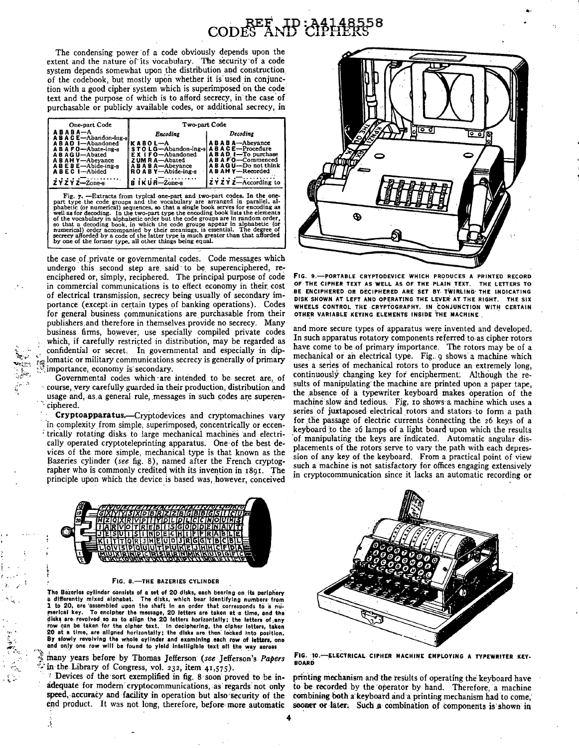The condensing power of a code obviously depends upon the extent and the nature of its vocabulary. The security of a code system depends somewhat upon the distribution and construction of the codebook, but mostly upon whether it is used in conjunction with a good cipher system which is superimposed on the code text and the purpose of which is to afford secrecy, in the case of purchasable or publicly available codes, or additional secrecy, in the case of private or governmental codes. Code messages which undergo this second step are said to be superenciphered, reenciphered or, simply, reciphered. The principal purpose of code in commercial communications is to effect economy in their cost of electrical transmission, secrecy being usually of secondary importance (except in certain types of banking operations). Codes for general business communications are purchasable from their publishers and therefore in themselves provide no secrecy. Many business firms, however, use specially compiled private codes which, if carefully restricted in distribution, may be regarded as confidential or secret. In governmental and especially in diplomatic or military communications secrecy is generally of primary importance, economy is secondary.

| One-part Code | Two-part Code: Encoding | Two-part Code: Decoding |
|---|---|---|
| ABABA—A | KABOL—A | ABABA—Abeyance |
| ABACE—Abandon-ing-s | STOLG—Abandon-ing-s | ABACE—Procedure |
| ABADI—Abandoned | EXIFO—Abandoned | ABADI—To purchase |
| ABAFO—Abate-ing-s | ZUMRA—Abated | ABAFO—Commenced |
| ABAGU—Abated | ABABA—Abeyance | ABAGU—Do not think |
| ABAHY—Abeyance | ROABY—Abide-ing-s | ABAHY—Recorded |
| ABEBE—Abide-ing-s | | |
| ABECI—Abided | | |
| ........ | ........ | ........ |
| ZYZYZ—Zone-s | BIKUH—Zone-s | ZYZYZ—According to |

Fig. 7.—Extracts from typical one-part and two-part codes. In the one-part type the code groups and the vocabulary are arranged in parallel, alphabetic (or numerical) sequences, so that a single book serves for encoding as well as for decoding. In the two-part type the encoding book lists the elements of the vocabulary in alphabetic order but the code groups are in random order, so that a decoding book, in which the code groups appear in alphabetic (or numerical) order accompanied by their meanings, is essential. The degree of secrecy afforded by a code of the latter type is much greater than that afforded by one of the former type, all other things being equal.

Governmental codes which are intended to be secret are, of course, very carefully guarded in their production, distribution and usage and, as a general rule, messages in such codes are superenciphered.

**Cryptoapparatus.**—Cryptodevices and cryptomachines vary in complexity from simple, superimposed, concentrically or eccentrically rotating disks to large mechanical machines and electrically operated cryptoteleprinting apparatus. One of the best devices of the more simple, mechanical type is that known as the Bazeries cylinder (*see* fig. 8), named after the French cryptographer who is commonly credited with its invention in 1891. The principle upon which the device is based was, however, conceived many years before by Thomas Jefferson (*see* Jefferson's *Papers* in the Library of Congress, vol. 232, item 41,575).

FIG. 8.—THE BAZERIES CYLINDER

The Bazeries cylinder consists of a set of 20 disks, each bearing on its periphery a differently mixed alphabet. The disks, which bear identifying numbers from 1 to 20, are assembled upon the shaft in an order that corresponds to a numerical key. To encipher the message, 20 letters are taken at a time, and the disks are revolved so as to align the 20 letters horizontally; the letters of any row can be taken for the cipher text. In deciphering, the cipher letters, taken 20 at a time, are aligned horizontally; the disks are then locked into position. By slowly revolving the whole cylinder and examining each row of letters, one and only one row will be found to yield intelligible text all the way across

Devices of the sort exemplified in fig. 8 soon proved to be inadequate for modern cryptocommunications, as regards not only speed, accuracy and facility in operation but also security of the end product. It was not long, therefore, before more automatic and more secure types of apparatus were invented and developed. In such apparatus rotatory components referred to as cipher rotors have come to be of primary importance. The rotors may be of a mechanical or an electrical type. Fig. 9 shows a machine which uses a series of mechanical rotors to produce an extremely long, continuously changing key for encipherment. Although the results of manipulating the machine are printed upon a paper tape, the absence of a typewriter keyboard makes operation of the machine slow and tedious. Fig. 10 shows a machine which uses a series of juxtaposed electrical rotors and stators to form a path for the passage of electric currents connecting the 26 keys of a keyboard to the 26 lamps of a light board upon which the results of manipulating the keys are indicated. Automatic angular displacements of the rotors serve to vary the path with each depression of any key of the keyboard. From a practical point of view such a machine is not satisfactory for offices engaging extensively in cryptocommunication since it lacks an automatic recording or printing mechanism and the results of operating the keyboard have to be recorded by the operator by hand. Therefore, a machine combining both a keyboard and a printing mechanism had to come, sooner or later. Such a combination of components is shown in

FIG. 9.—PORTABLE CRYPTODEVICE WHICH PRODUCES A PRINTED RECORD OF THE CIPHER TEXT AS WELL AS OF THE PLAIN TEXT. THE LETTERS TO BE ENCIPHERED OR DECIPHERED ARE SET BY TWIRLING THE INDICATING DISK SHOWN AT LEFT AND OPERATING THE LEVER AT THE RIGHT. THE SIX WHEELS CONTROL THE CRYPTOGRAPHY, IN CONJUNCTION WITH CERTAIN OTHER VARIABLE KEYING ELEMENTS INSIDE THE MACHINE

FIG. 10.—ELECTRICAL CIPHER MACHINE EMPLOYING A TYPEWRITER KEYBOARD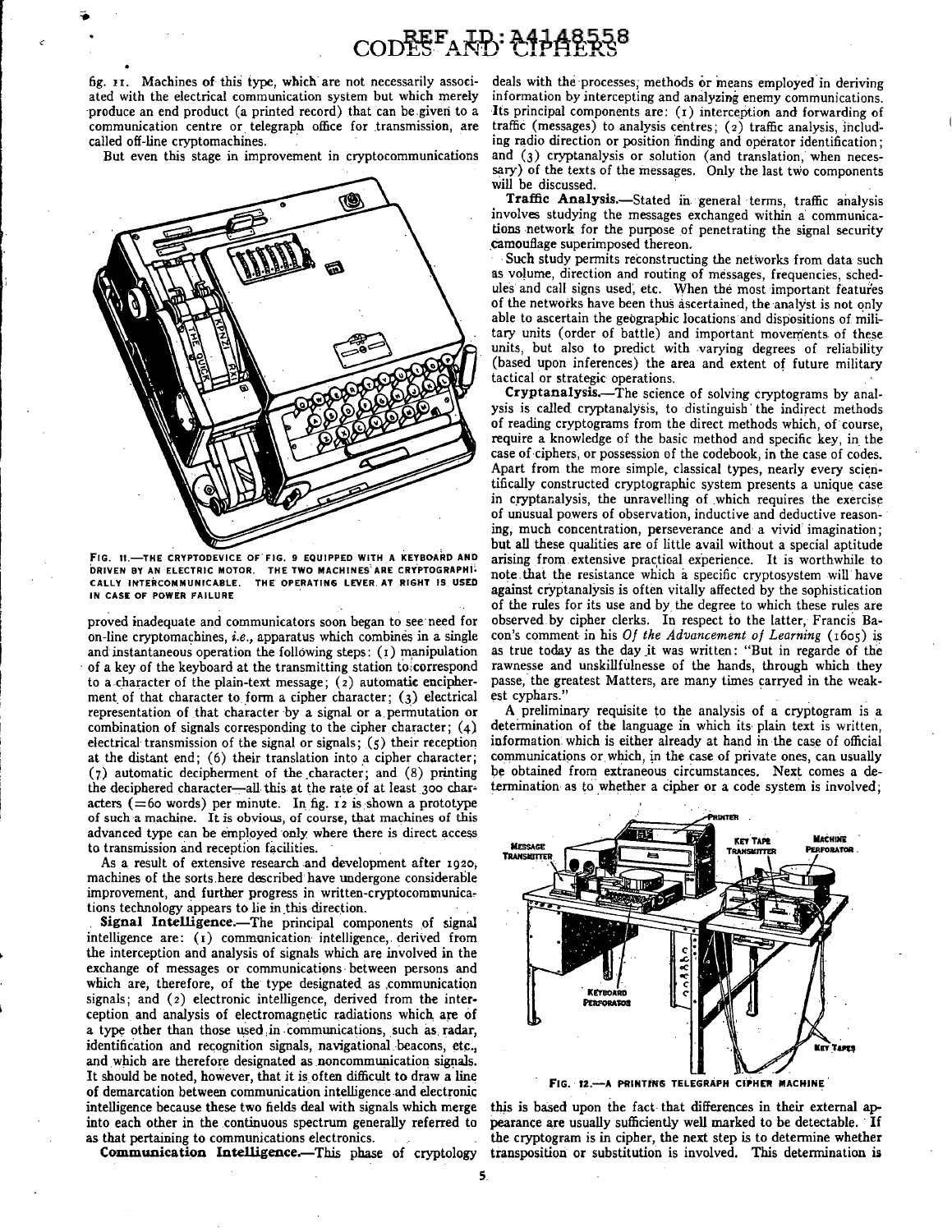fig. 11. Machines of this type, which are not necessarily associated with the electrical communication system but which merely produce an end product (a printed record) that can be given to a communication centre or telegraph office for transmission, are called off-line cryptomachines.

But even this stage in improvement in cryptocommunications proved inadequate and communicators soon began to see need for on-line cryptomachines, *i.e.*, apparatus which combines in a single and instantaneous operation the following steps: (1) manipulation of a key of the keyboard at the transmitting station to correspond to a character of the plain-text message; (2) automatic encipherment of that character to form a cipher character; (3) electrical representation of that character by a signal or a permutation or combination of signals corresponding to the cipher character; (4) electrical transmission of the signal or signals; (5) their reception at the distant end; (6) their translation into a cipher character; (7) automatic decipherment of the character; and (8) printing the deciphered character—all this at the rate of at least 300 characters (=60 words) per minute. In fig. 12 is shown a prototype of such a machine. It is obvious, of course, that machines of this advanced type can be employed only where there is direct access to transmission and reception facilities.

FIG. 11.—THE CRYPTODEVICE OF FIG. 9 EQUIPPED WITH A KEYBOARD AND DRIVEN BY AN ELECTRIC MOTOR. THE TWO MACHINES ARE CRYPTOGRAPHICALLY INTERCOMMUNICABLE. THE OPERATING LEVER AT RIGHT IS USED IN CASE OF POWER FAILURE

As a result of extensive research and development after 1920, machines of the sorts here described have undergone considerable improvement, and further progress in written-cryptocommunications technology appears to lie in this direction.

**Signal Intelligence.**—The principal components of signal intelligence are: (1) communication intelligence, derived from the interception and analysis of signals which are involved in the exchange of messages or communications between persons and which are, therefore, of the type designated as communication signals; and (2) electronic intelligence, derived from the interception and analysis of electromagnetic radiations which are of a type other than those used in communications, such as radar, identification and recognition signals, navigational beacons, etc., and which are therefore designated as noncommunication signals. It should be noted, however, that it is often difficult to draw a line of demarcation between communication intelligence and electronic intelligence because these two fields deal with signals which merge into each other in the continuous spectrum generally referred to as that pertaining to communications electronics.

**Communication Intelligence.**—This phase of cryptology deals with the processes, methods or means employed in deriving information by intercepting and analyzing enemy communications. Its principal components are: (1) interception and forwarding of traffic (messages) to analysis centres; (2) traffic analysis, including radio direction or position finding and operator identification; and (3) cryptanalysis or solution (and translation, when necessary) of the texts of the messages. Only the last two components will be discussed.

**Traffic Analysis.**—Stated in general terms, traffic analysis involves studying the messages exchanged within a communications network for the purpose of penetrating the signal security camouflage superimposed thereon.

Such study permits reconstructing the networks from data such as volume, direction and routing of messages, frequencies, schedules and call signs used, etc. When the most important features of the networks have been thus ascertained, the analyst is not only able to ascertain the geographic locations and dispositions of military units (order of battle) and important movements of these units, but also to predict with varying degrees of reliability (based upon inferences) the area and extent of future military tactical or strategic operations.

**Cryptanalysis.**—The science of solving cryptograms by analysis is called cryptanalysis, to distinguish the indirect methods of reading cryptograms from the direct methods which, of course, require a knowledge of the basic method and specific key, in the case of ciphers, or possession of the codebook, in the case of codes. Apart from the more simple, classical types, nearly every scientifically constructed cryptographic system presents a unique case in cryptanalysis, the unravelling of which requires the exercise of unusual powers of observation, inductive and deductive reasoning, much concentration, perseverance and a vivid imagination; but all these qualities are of little avail without a special aptitude arising from extensive practical experience. It is worthwhile to note that the resistance which a specific cryptosystem will have against cryptanalysis is often vitally affected by the sophistication of the rules for its use and by the degree to which these rules are observed by cipher clerks. In respect to the latter, Francis Bacon's comment in his *Of the Advancement of Learning* (1605) is as true today as the day it was written: "But in regarde of the rawnesse and unskillfulnesse of the hands, through which they passe, the greatest Matters, are many times carryed in the weakest cyphars."

A preliminary requisite to the analysis of a cryptogram is a determination of the language in which its plain text is written, information which is either already at hand in the case of official communications or which, in the case of private ones, can usually be obtained from extraneous circumstances. Next comes a determination as to whether a cipher or a code system is involved; this is based upon the fact that differences in their external appearance are usually sufficiently well marked to be detectable. If the cryptogram is in cipher, the next step is to determine whether transposition or substitution is involved. This determination is

FIG. 12.—A PRINTING TELEGRAPH CIPHER MACHINE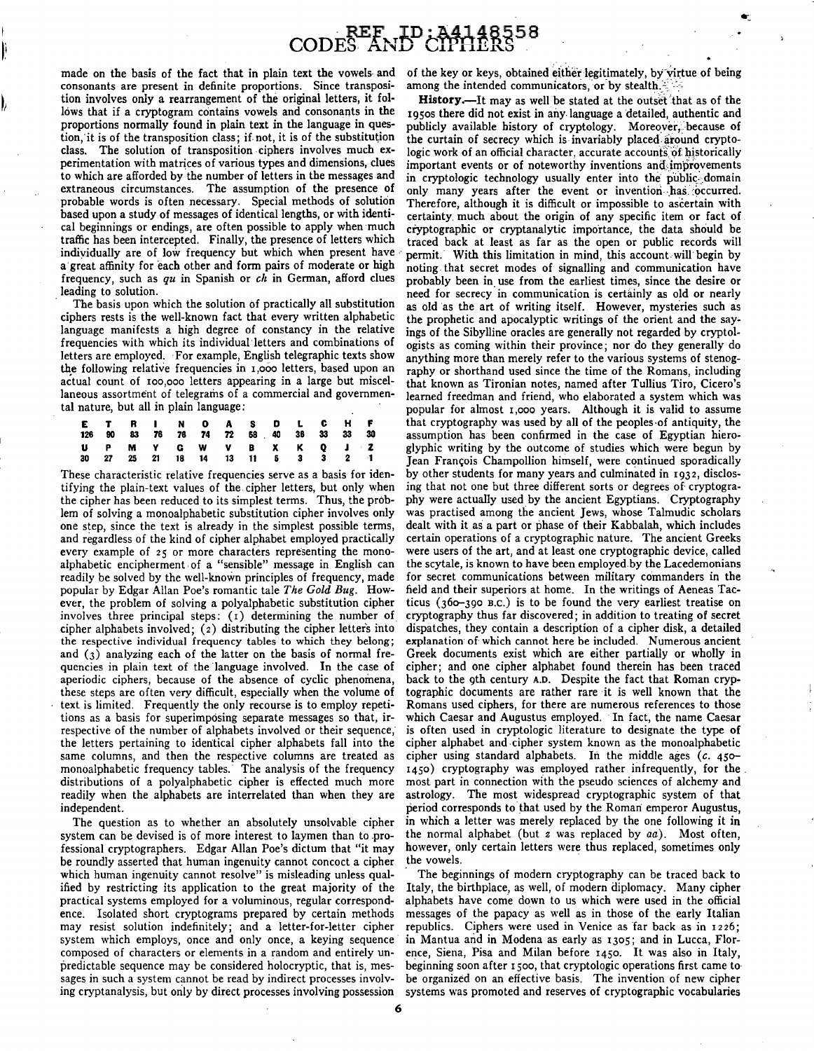made on the basis of the fact that in plain text the vowels and consonants are present in definite proportions. Since transposition involves only a rearrangement of the original letters, it follows that if a cryptogram contains vowels and consonants in the proportions normally found in plain text in the language in question, it is of the transposition class; if not, it is of the substitution class. The solution of transposition ciphers involves much experimentation with matrices of various types and dimensions, clues to which are afforded by the number of letters in the messages and extraneous circumstances. The assumption of the presence of probable words is often necessary. Special methods of solution based upon a study of messages of identical lengths, or with identical beginnings or endings, are often possible to apply when much traffic has been intercepted. Finally, the presence of letters which individually are of low frequency but which when present have a great affinity for each other and form pairs of moderate or high frequency, such as *qu* in Spanish or *ch* in German, afford clues leading to solution.

The basis upon which the solution of practically all substitution ciphers rests is the well-known fact that every written alphabetic language manifests a high degree of constancy in the relative frequencies with which its individual letters and combinations of letters are employed. For example, English telegraphic texts show the following relative frequencies in 1,000 letters, based upon an actual count of 100,000 letters appearing in a large but miscellaneous assortment of telegrams of a commercial and governmental nature, but all in plain language:

| E | T | R | I | N | O | A | S | D | L | C | H | F |
|---|---|---|---|---|---|---|---|---|---|---|---|---|
| 126 | 90 | 83 | 78 | 76 | 74 | 72 | 68 | 40 | 38 | 33 | 33 | 30 |
| U | P | M | Y | G | W | V | B | X | K | Q | J | Z |
| 30 | 27 | 25 | 21 | 18 | 14 | 13 | 11 | 5 | 3 | 3 | 2 | 1 |

These characteristic relative frequencies serve as a basis for identifying the plain-text values of the cipher letters, but only when the cipher has been reduced to its simplest terms. Thus, the problem of solving a monoalphabetic substitution cipher involves only one step, since the text is already in the simplest possible terms, and regardless of the kind of cipher alphabet employed practically every example of 25 or more characters representing the monoalphabetic encipherment of a "sensible" message in English can readily be solved by the well-known principles of frequency, made popular by Edgar Allan Poe's romantic tale *The Gold Bug*. However, the problem of solving a polyalphabetic substitution cipher involves three principal steps: (1) determining the number of cipher alphabets involved; (2) distributing the cipher letters into the respective individual frequency tables to which they belong; and (3) analyzing each of the latter on the basis of normal frequencies in plain text of the language involved. In the case of aperiodic ciphers, because of the absence of cyclic phenomena, these steps are often very difficult, especially when the volume of text is limited. Frequently the only recourse is to employ repetitions as a basis for superimposing separate messages so that, irrespective of the number of alphabets involved or their sequence, the letters pertaining to identical cipher alphabets fall into the same columns, and then the respective columns are treated as monoalphabetic frequency tables. The analysis of the frequency distributions of a polyalphabetic cipher is effected much more readily when the alphabets are interrelated than when they are independent.

The question as to whether an absolutely unsolvable cipher system can be devised is of more interest to laymen than to professional cryptographers. Edgar Allan Poe's dictum that "it may be roundly asserted that human ingenuity cannot concoct a cipher which human ingenuity cannot resolve" is misleading unless qualified by restricting its application to the great majority of the practical systems employed for a voluminous, regular correspondence. Isolated short cryptograms prepared by certain methods may resist solution indefinitely; and a letter-for-letter cipher system which employs, once and only once, a keying sequence composed of characters or elements in a random and entirely unpredictable sequence may be considered holocryptic, that is, messages in such a system cannot be read by indirect processes involving cryptanalysis, but only by direct processes involving possession of the key or keys, obtained either legitimately, by virtue of being among the intended communicators, or by stealth.

**History.**—It may as well be stated at the outset that as of the 1950s there did not exist in any language a detailed, authentic and publicly available history of cryptology. Moreover, because of the curtain of secrecy which is invariably placed around cryptologic work of an official character, accurate accounts of historically important events or of noteworthy inventions and improvements in cryptologic technology usually enter into the public domain only many years after the event or invention has occurred. Therefore, although it is difficult or impossible to ascertain with certainty much about the origin of any specific item or fact of cryptographic or cryptanalytic importance, the data should be traced back at least as far as the open or public records will permit. With this limitation in mind, this account will begin by noting that secret modes of signalling and communication have probably been in use from the earliest times, since the desire or need for secrecy in communication is certainly as old or nearly as old as the art of writing itself. However, mysteries such as the prophetic and apocalyptic writings of the orient and the sayings of the Sibylline oracles are generally not regarded by cryptologists as coming within their province; nor do they generally do anything more than merely refer to the various systems of stenography or shorthand used since the time of the Romans, including that known as Tironian notes, named after Tullius Tiro, Cicero's learned freedman and friend, who elaborated a system which was popular for almost 1,000 years. Although it is valid to assume that cryptography was used by all of the peoples of antiquity, the assumption has been confirmed in the case of Egyptian hieroglyphic writing by the outcome of studies which were begun by Jean François Champollion himself, were continued sporadically by other students for many years and culminated in 1932, disclosing that not one but three different sorts or degrees of cryptography were actually used by the ancient Egyptians. Cryptography was practised among the ancient Jews, whose Talmudic scholars dealt with it as a part or phase of their Kabbalah, which includes certain operations of a cryptographic nature. The ancient Greeks were users of the art, and at least one cryptographic device, called the scytale, is known to have been employed by the Lacedemonians for secret communications between military commanders in the field and their superiors at home. In the writings of Aeneas Tacticus (360–390 B.C.) is to be found the very earliest treatise on cryptography thus far discovered; in addition to treating of secret dispatches, they contain a description of a cipher disk, a detailed explanation of which cannot here be included. Numerous ancient Greek documents exist which are either partially or wholly in cipher; and one cipher alphabet found therein has been traced back to the 9th century A.D. Despite the fact that Roman cryptographic documents are rather rare it is well known that the Romans used ciphers, for there are numerous references to those which Caesar and Augustus employed. In fact, the name Caesar is often used in cryptologic literature to designate the type of cipher alphabet and cipher system known as the monoalphabetic cipher using standard alphabets. In the middle ages (*c.* 450–1450) cryptography was employed rather infrequently, for the most part in connection with the pseudo sciences of alchemy and astrology. The most widespread cryptographic system of that period corresponds to that used by the Roman emperor Augustus, in which a letter was merely replaced by the one following it in the normal alphabet (but *z* was replaced by *aa*). Most often, however, only certain letters were thus replaced, sometimes only the vowels.

The beginnings of modern cryptography can be traced back to Italy, the birthplace, as well, of modern diplomacy. Many cipher alphabets have come down to us which were used in the official messages of the papacy as well as in those of the early Italian republics. Ciphers were used in Venice as far back as in 1226; in Mantua and in Modena as early as 1305; and in Lucca, Florence, Siena, Pisa and Milan before 1450. It was also in Italy, beginning soon after 1500, that cryptologic operations first came to be organized on an effective basis. The invention of new cipher systems was promoted and reserves of cryptographic vocabularies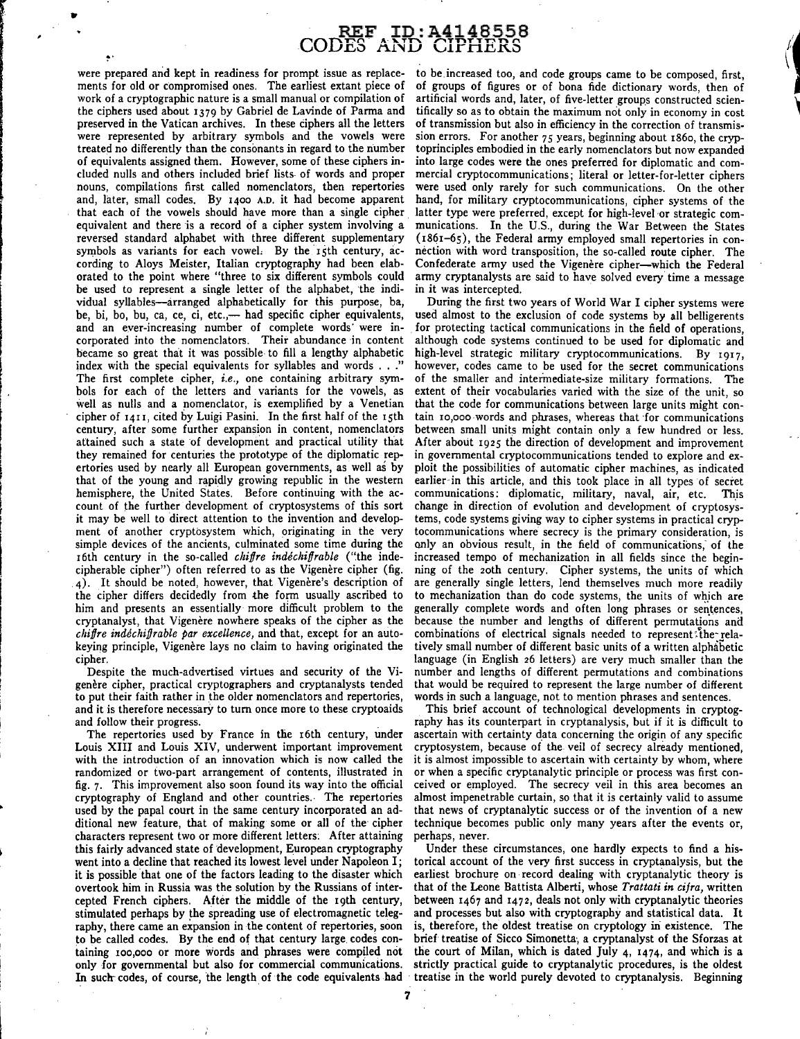were prepared and kept in readiness for prompt issue as replacements for old or compromised ones. The earliest extant piece of work of a cryptographic nature is a small manual or compilation of the ciphers used about 1379 by Gabriel de Lavinde of Parma and preserved in the Vatican archives. In these ciphers all the letters were represented by arbitrary symbols and the vowels were treated no differently than the consonants in regard to the number of equivalents assigned them. However, some of these ciphers included nulls and others included brief lists of words and proper nouns, compilations first called nomenclators, then repertories and, later, small codes. By 1400 A.D. it had become apparent that each of the vowels should have more than a single cipher equivalent and there is a record of a cipher system involving a reversed standard alphabet with three different supplementary symbols as variants for each vowel. By the 15th century, according to Aloys Meister, Italian cryptography had been elaborated to the point where "three to six different symbols could be used to represent a single letter of the alphabet, the individual syllables—arranged alphabetically for this purpose, ba, be, bi, bo, bu, ca, ce, ci, etc.,— had specific cipher equivalents, and an ever-increasing number of complete words were incorporated into the nomenclators. Their abundance in content became so great that it was possible to fill a lengthy alphabetic index with the special equivalents for syllables and words . . ." The first complete cipher, *i.e.,* one containing arbitrary symbols for each of the letters and variants for the vowels, as well as nulls and a nomenclator, is exemplified by a Venetian cipher of 1411, cited by Luigi Pasini. In the first half of the 15th century, after some further expansion in content, nomenclators attained such a state of development and practical utility that they remained for centuries the prototype of the diplomatic repertories used by nearly all European governments, as well as by that of the young and rapidly growing republic in the western hemisphere, the United States. Before continuing with the account of the further development of cryptosystems of this sort it may be well to direct attention to the invention and development of another cryptosystem which, originating in the very simple devices of the ancients, culminated some time during the 16th century in the so-called *chiffre indéchiffrable* ("the indecipherable cipher") often referred to as the Vigenère cipher (fig. 4). It should be noted, however, that Vigenère's description of the cipher differs decidedly from the form usually ascribed to him and presents an essentially more difficult problem to the cryptanalyst, that Vigenère nowhere speaks of the cipher as the *chiffre indéchiffrable par excellence,* and that, except for an autokeying principle, Vigenère lays no claim to having originated the cipher.

Despite the much-advertised virtues and security of the Vigenère cipher, practical cryptographers and cryptanalysts tended to put their faith rather in the older nomenclators and repertories, and it is therefore necessary to turn once more to these cryptoaids and follow their progress.

The repertories used by France in the 16th century, under Louis XIII and Louis XIV, underwent important improvement with the introduction of an innovation which is now called the randomized or two-part arrangement of contents, illustrated in fig. 7. This improvement also soon found its way into the official cryptography of England and other countries. The repertories used by the papal court in the same century incorporated an additional new feature, that of making some or all of the cipher characters represent two or more different letters. After attaining this fairly advanced state of development, European cryptography went into a decline that reached its lowest level under Napoleon I; it is possible that one of the factors leading to the disaster which overtook him in Russia was the solution by the Russians of intercepted French ciphers. After the middle of the 19th century, stimulated perhaps by the spreading use of electromagnetic telegraphy, there came an expansion in the content of repertories, soon to be called codes. By the end of that century large codes containing 100,000 or more words and phrases were compiled not only for governmental but also for commercial communications. In such codes, of course, the length of the code equivalents had to be increased too, and code groups came to be composed, first, of groups of figures or of bona fide dictionary words, then of artificial words and, later, of five-letter groups constructed scientifically so as to obtain the maximum not only in economy in cost of transmission but also in efficiency in the correction of transmission errors. For another 75 years, beginning about 1860, the cryptoprinciples embodied in the early nomenclators but now expanded into large codes were the ones preferred for diplomatic and commercial cryptocommunications; literal or letter-for-letter ciphers were used only rarely for such communications. On the other hand, for military cryptocommunications, cipher systems of the latter type were preferred, except for high-level or strategic communications. In the U.S., during the War Between the States (1861–65), the Federal army employed small repertories in connection with word transposition, the so-called route cipher. The Confederate army used the Vigenère cipher—which the Federal army cryptanalysts are said to have solved every time a message in it was intercepted.

During the first two years of World War I cipher systems were used almost to the exclusion of code systems by all belligerents for protecting tactical communications in the field of operations, although code systems continued to be used for diplomatic and high-level strategic military cryptocommunications. By 1917, however, codes came to be used for the secret communications of the smaller and intermediate-size military formations. The extent of their vocabularies varied with the size of the unit, so that the code for communications between large units might contain 10,000 words and phrases, whereas that for communications between small units might contain only a few hundred or less. After about 1925 the direction of development and improvement in governmental cryptocommunications tended to explore and exploit the possibilities of automatic cipher machines, as indicated earlier in this article, and this took place in all types of secret communications: diplomatic, military, naval, air, etc. This change in direction of evolution and development of cryptosystems, code systems giving way to cipher systems in practical cryptocommunications where secrecy is the primary consideration, is only an obvious result, in the field of communications, of the increased tempo of mechanization in all fields since the beginning of the 20th century. Cipher systems, the units of which are generally single letters, lend themselves much more readily to mechanization than do code systems, the units of which are generally complete words and often long phrases or sentences, because the number and lengths of different permutations and combinations of electrical signals needed to represent the relatively small number of different basic units of a written alphabetic language (in English 26 letters) are very much smaller than the number and lengths of different permutations and combinations that would be required to represent the large number of different words in such a language, not to mention phrases and sentences.

This brief account of technological developments in cryptography has its counterpart in cryptanalysis, but if it is difficult to ascertain with certainty data concerning the origin of any specific cryptosystem, because of the veil of secrecy already mentioned, it is almost impossible to ascertain with certainty by whom, where or when a specific cryptanalytic principle or process was first conceived or employed. The secrecy veil in this area becomes an almost impenetrable curtain, so that it is certainly valid to assume that news of cryptanalytic success or of the invention of a new technique becomes public only many years after the events or, perhaps, never.

Under these circumstances, one hardly expects to find a historical account of the very first success in cryptanalysis, but the earliest brochure on record dealing with cryptanalytic theory is that of the Leone Battista Alberti, whose *Trattati in cifra,* written between 1467 and 1472, deals not only with cryptanalytic theories and processes but also with cryptography and statistical data. It is, therefore, the oldest treatise on cryptology in existence. The brief treatise of Sicco Simonetta, a cryptanalyst of the Sforzas at the court of Milan, which is dated July 4, 1474, and which is a strictly practical guide to cryptanalytic procedures, is the oldest treatise in the world purely devoted to cryptanalysis. Beginning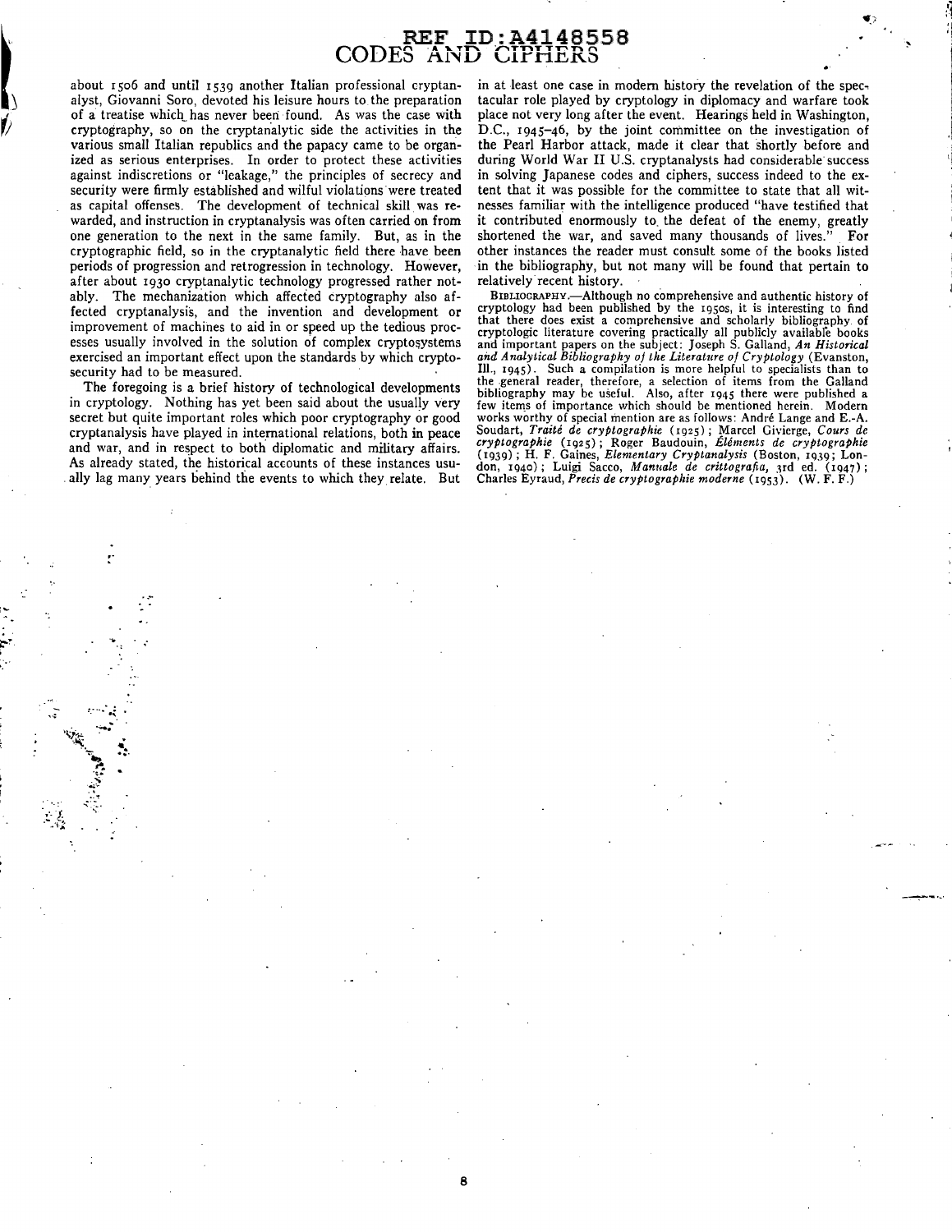about 1506 and until 1539 another Italian professional cryptanalyst, Giovanni Soro, devoted his leisure hours to the preparation of a treatise which has never been found. As was the case with cryptography, so on the cryptanalytic side the activities in the various small Italian republics and the papacy came to be organized as serious enterprises. In order to protect these activities against indiscretions or "leakage," the principles of secrecy and security were firmly established and wilful violations were treated as capital offenses. The development of technical skill was rewarded, and instruction in cryptanalysis was often carried on from one generation to the next in the same family. But, as in the cryptographic field, so in the cryptanalytic field there have been periods of progression and retrogression in technology. However, after about 1930 cryptanalytic technology progressed rather notably. The mechanization which affected cryptography also affected cryptanalysis, and the invention and development or improvement of machines to aid in or speed up the tedious processes usually involved in the solution of complex cryptosystems exercised an important effect upon the standards by which cryptosecurity had to be measured.

The foregoing is a brief history of technological developments in cryptology. Nothing has yet been said about the usually very secret but quite important roles which poor cryptography or good cryptanalysis have played in international relations, both in peace and war, and in respect to both diplomatic and military affairs. As already stated, the historical accounts of these instances usually lag many years behind the events to which they relate. But in at least one case in modern history the revelation of the spectacular role played by cryptology in diplomacy and warfare took place not very long after the event. Hearings held in Washington, D.C., 1945–46, by the joint committee on the investigation of the Pearl Harbor attack, made it clear that shortly before and during World War II U.S. cryptanalysts had considerable success in solving Japanese codes and ciphers, success indeed to the extent that it was possible for the committee to state that all witnesses familiar with the intelligence produced "have testified that it contributed enormously to the defeat of the enemy, greatly shortened the war, and saved many thousands of lives." For other instances the reader must consult some of the books listed in the bibliography, but not many will be found that pertain to relatively recent history.

Bibliography.—Although no comprehensive and authentic history of cryptology had been published by the 1950s, it is interesting to find that there does exist a comprehensive and scholarly bibliography of cryptologic literature covering practically all publicly available books and important papers on the subject: Joseph S. Galland, *An Historical and Analytical Bibliography of the Literature of Cryptology* (Evanston, Ill., 1945). Such a compilation is more helpful to specialists than to the general reader, therefore, a selection of items from the Galland bibliography may be useful. Also, after 1945 there were published a few items of importance which should be mentioned herein. Modern works worthy of special mention are as follows: André Lange and E.-A. Soudart, *Traité de cryptographie* (1925); Marcel Givierge, *Cours de cryptographie* (1925); Roger Baudouin, *Éléments de cryptographie* (1939); H. F. Gaines, *Elementary Cryptanalysis* (Boston, 1939; London, 1940); Luigi Sacco, *Manuale de crittografia*, 3rd ed. (1947); Charles Eyraud, *Precis de cryptographie moderne* (1953). (W. F. F.)